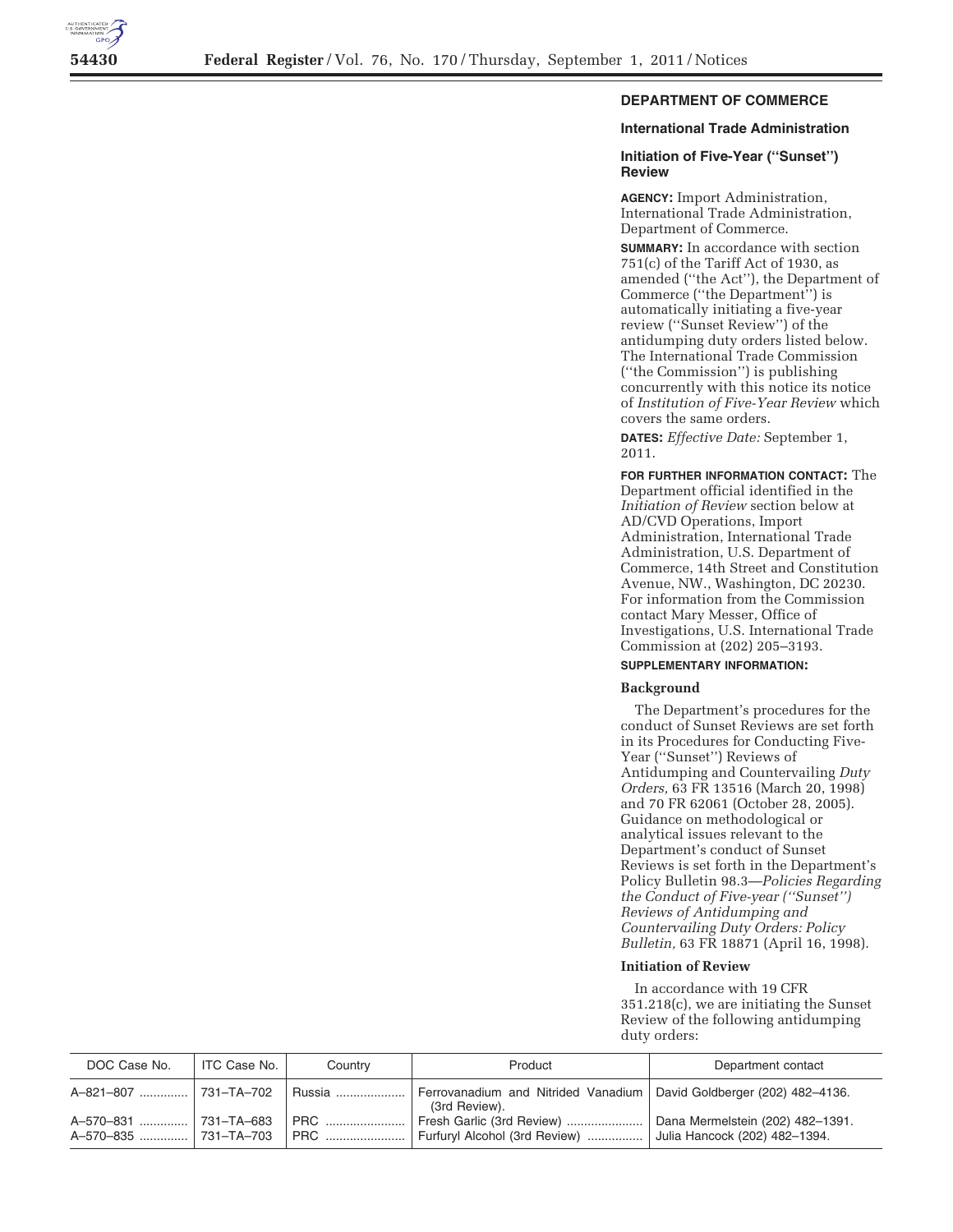## DEPARTMENT OF COMMERCE

### International Trade Administration

### Initiation of Five-Year (''Sunset'') Review

**AGENCY:** Import Administration, International Trade Administration, Department of Commerce.

**SUMMARY:** In accordance with section 751(c) of the Tariff Act of 1930, as amended (''the Act''), the Department of Commerce (''the Department'') is automatically initiating a five-year review (''Sunset Review'') of the antidumping duty orders listed below. The International Trade Commission (''the Commission'') is publishing concurrently with this notice its notice of *Institution of Five-Year Review* which covers the same orders.

**DATES:** *Effective Date:* September 1, 2011.

**FOR FURTHER INFORMATION CONTACT:** The Department official identified in the *Initiation of Review* section below at AD/CVD Operations, Import Administration, International Trade Administration, U.S. Department of Commerce, 14th Street and Constitution Avenue, NW., Washington, DC 20230. For information from the Commission contact Mary Messer, Office of Investigations, U.S. International Trade Commission at (202) 205–3193.

**SUPPLEMENTARY INFORMATION:**

**Background**

The Department's procedures for the conduct of Sunset Reviews are set forth in its Procedures for Conducting Five-Year (''Sunset'') Reviews of Antidumping and Countervailing *Duty Orders,* 63 FR 13516 (March 20, 1998) and 70 FR 62061 (October 28, 2005). Guidance on methodological or analytical issues relevant to the Department's conduct of Sunset Reviews is set forth in the Department's Policy Bulletin 98.3—*Policies Regarding the Conduct of Five-year (''Sunset'') Reviews of Antidumping and Countervailing Duty Orders: Policy Bulletin,* 63 FR 18871 (April 16, 1998).

**Initiation of Review**

In accordance with 19 CFR 351.218(c), we are initiating the Sunset Review of the following antidumping duty orders:

| DOC Case No. | ITC Case No. | Country | Product | Department contact |
|---|---|---|---|---|
| A–821–807 | 731–TA–702 | Russia | Ferrovanadium and Nitrided Vanadium (3rd Review). | David Goldberger (202) 482–4136. |
| A–570–831 | 731–TA–683 | PRC | Fresh Garlic (3rd Review) | Dana Mermelstein (202) 482–1391. |
| A–570–835 | 731–TA–703 | PRC | Furfuryl Alcohol (3rd Review) | Julia Hancock (202) 482–1394. |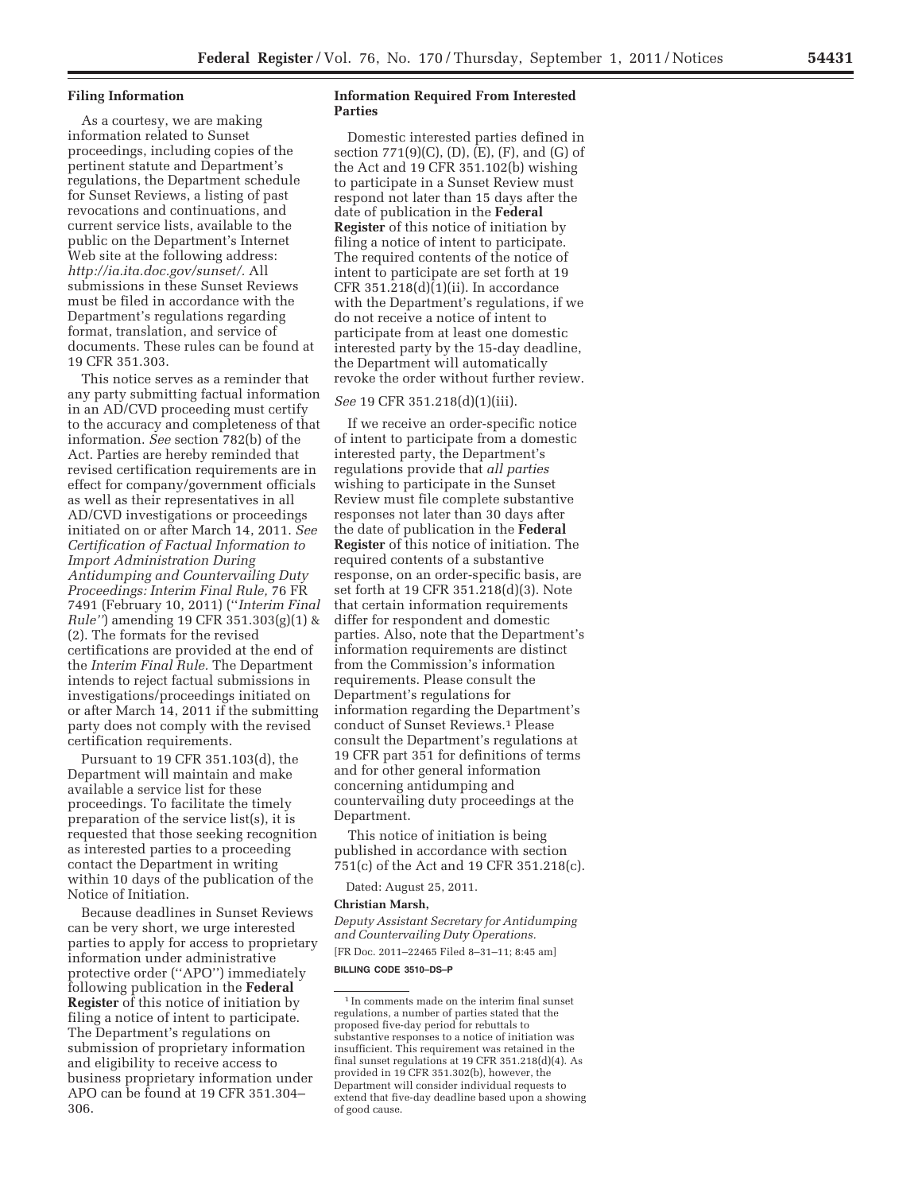### Filing Information

As a courtesy, we are making information related to Sunset proceedings, including copies of the pertinent statute and Department's regulations, the Department schedule for Sunset Reviews, a listing of past revocations and continuations, and current service lists, available to the public on the Department's Internet Web site at the following address: *http://ia.ita.doc.gov/sunset/.* All submissions in these Sunset Reviews must be filed in accordance with the Department's regulations regarding format, translation, and service of documents. These rules can be found at 19 CFR 351.303.

This notice serves as a reminder that any party submitting factual information in an AD/CVD proceeding must certify to the accuracy and completeness of that information. *See* section 782(b) of the Act. Parties are hereby reminded that revised certification requirements are in effect for company/government officials as well as their representatives in all AD/CVD investigations or proceedings initiated on or after March 14, 2011. *See Certification of Factual Information to Import Administration During Antidumping and Countervailing Duty Proceedings: Interim Final Rule,* 76 FR 7491 (February 10, 2011) (''*Interim Final Rule''*) amending 19 CFR 351.303(g)(1) & (2). The formats for the revised certifications are provided at the end of the *Interim Final Rule.* The Department intends to reject factual submissions in investigations/proceedings initiated on or after March 14, 2011 if the submitting party does not comply with the revised certification requirements.

Pursuant to 19 CFR 351.103(d), the Department will maintain and make available a service list for these proceedings. To facilitate the timely preparation of the service list(s), it is requested that those seeking recognition as interested parties to a proceeding contact the Department in writing within 10 days of the publication of the Notice of Initiation.

Because deadlines in Sunset Reviews can be very short, we urge interested parties to apply for access to proprietary information under administrative protective order (''APO'') immediately following publication in the **Federal Register** of this notice of initiation by filing a notice of intent to participate. The Department's regulations on submission of proprietary information and eligibility to receive access to business proprietary information under APO can be found at 19 CFR 351.304–306.

### Information Required From Interested Parties

Domestic interested parties defined in section 771(9)(C), (D), (E), (F), and (G) of the Act and 19 CFR 351.102(b) wishing to participate in a Sunset Review must respond not later than 15 days after the date of publication in the **Federal Register** of this notice of initiation by filing a notice of intent to participate. The required contents of the notice of intent to participate are set forth at 19 CFR 351.218(d)(1)(ii). In accordance with the Department's regulations, if we do not receive a notice of intent to participate from at least one domestic interested party by the 15-day deadline, the Department will automatically revoke the order without further review.

*See* 19 CFR 351.218(d)(1)(iii).

If we receive an order-specific notice of intent to participate from a domestic interested party, the Department's regulations provide that *all parties* wishing to participate in the Sunset Review must file complete substantive responses not later than 30 days after the date of publication in the **Federal Register** of this notice of initiation. The required contents of a substantive response, on an order-specific basis, are set forth at 19 CFR 351.218(d)(3). Note that certain information requirements differ for respondent and domestic parties. Also, note that the Department's information requirements are distinct from the Commission's information requirements. Please consult the Department's regulations for information regarding the Department's conduct of Sunset Reviews.[1] Please consult the Department's regulations at 19 CFR part 351 for definitions of terms and for other general information concerning antidumping and countervailing duty proceedings at the Department.

This notice of initiation is being published in accordance with section 751(c) of the Act and 19 CFR 351.218(c).

Dated: August 25, 2011.

**Christian Marsh,**

*Deputy Assistant Secretary for Antidumping and Countervailing Duty Operations.*

[FR Doc. 2011–22465 Filed 8–31–11; 8:45 am]

**BILLING CODE 3510–DS–P**

---

[1] In comments made on the interim final sunset regulations, a number of parties stated that the proposed five-day period for rebuttals to substantive responses to a notice of initiation was insufficient. This requirement was retained in the final sunset regulations at 19 CFR 351.218(d)(4). As provided in 19 CFR 351.302(b), however, the Department will consider individual requests to extend that five-day deadline based upon a showing of good cause.